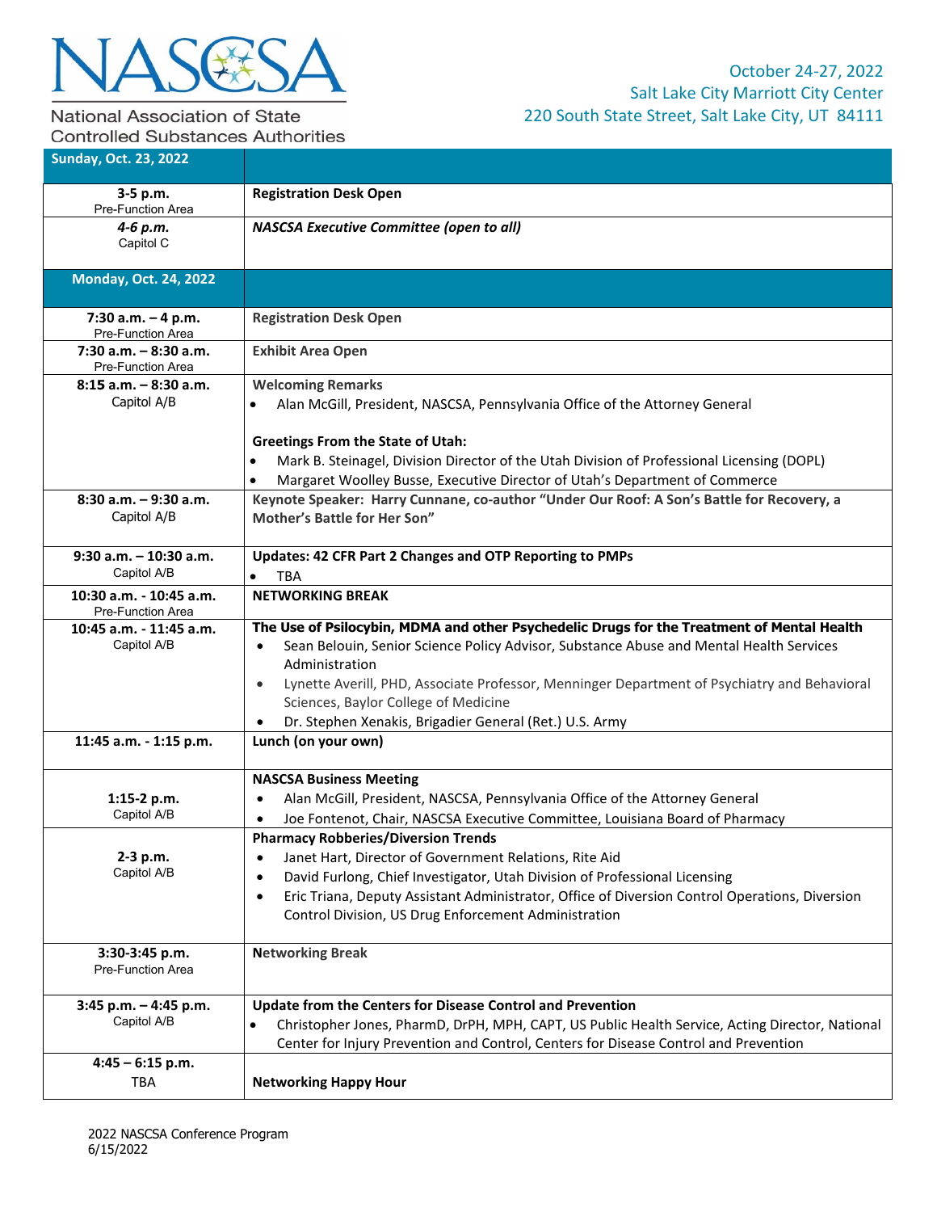# NASCSA

National Association of State Controlled Substances Authorities

October 24-27, 2022
Salt Lake City Marriott City Center
220 South State Street, Salt Lake City, UT 84111

| **Sunday, Oct. 23, 2022** | |
|---|---|
| **3-5 p.m.**<br>Pre-Function Area | **Registration Desk Open** |
| ***4-6 p.m.***<br>Capitol C | ***NASCSA Executive Committee (open to all)*** |
| **Monday, Oct. 24, 2022** | |
| **7:30 a.m. – 4 p.m.**<br>Pre-Function Area | **Registration Desk Open** |
| **7:30 a.m. – 8:30 a.m.**<br>Pre-Function Area | **Exhibit Area Open** |
| **8:15 a.m. – 8:30 a.m.**<br>Capitol A/B | **Welcoming Remarks**<br>• Alan McGill, President, NASCSA, Pennsylvania Office of the Attorney General<br><br>**Greetings From the State of Utah:**<br>• Mark B. Steinagel, Division Director of the Utah Division of Professional Licensing (DOPL)<br>• Margaret Woolley Busse, Executive Director of Utah's Department of Commerce |
| **8:30 a.m. – 9:30 a.m.**<br>Capitol A/B | **Keynote Speaker: Harry Cunnane, co-author "Under Our Roof: A Son's Battle for Recovery, a Mother's Battle for Her Son"** |
| **9:30 a.m. – 10:30 a.m.**<br>Capitol A/B | **Updates: 42 CFR Part 2 Changes and OTP Reporting to PMPs**<br>• TBA |
| **10:30 a.m. - 10:45 a.m.**<br>Pre-Function Area | **NETWORKING BREAK** |
| **10:45 a.m. - 11:45 a.m.**<br>Capitol A/B | **The Use of Psilocybin, MDMA and other Psychedelic Drugs for the Treatment of Mental Health**<br>• Sean Belouin, Senior Science Policy Advisor, Substance Abuse and Mental Health Services Administration<br>• Lynette Averill, PHD, Associate Professor, Menninger Department of Psychiatry and Behavioral Sciences, Baylor College of Medicine<br>• Dr. Stephen Xenakis, Brigadier General (Ret.) U.S. Army |
| **11:45 a.m. - 1:15 p.m.** | **Lunch (on your own)** |
| **1:15-2 p.m.**<br>Capitol A/B | **NASCSA Business Meeting**<br>• Alan McGill, President, NASCSA, Pennsylvania Office of the Attorney General<br>• Joe Fontenot, Chair, NASCSA Executive Committee, Louisiana Board of Pharmacy |
| **2-3 p.m.**<br>Capitol A/B | **Pharmacy Robberies/Diversion Trends**<br>• Janet Hart, Director of Government Relations, Rite Aid<br>• David Furlong, Chief Investigator, Utah Division of Professional Licensing<br>• Eric Triana, Deputy Assistant Administrator, Office of Diversion Control Operations, Diversion Control Division, US Drug Enforcement Administration |
| **3:30-3:45 p.m.**<br>Pre-Function Area | **Networking Break** |
| **3:45 p.m. – 4:45 p.m.**<br>Capitol A/B | **Update from the Centers for Disease Control and Prevention**<br>• Christopher Jones, PharmD, DrPH, MPH, CAPT, US Public Health Service, Acting Director, National Center for Injury Prevention and Control, Centers for Disease Control and Prevention |
| **4:45 – 6:15 p.m.**<br>TBA | **Networking Happy Hour** |

2022 NASCSA Conference Program
6/15/2022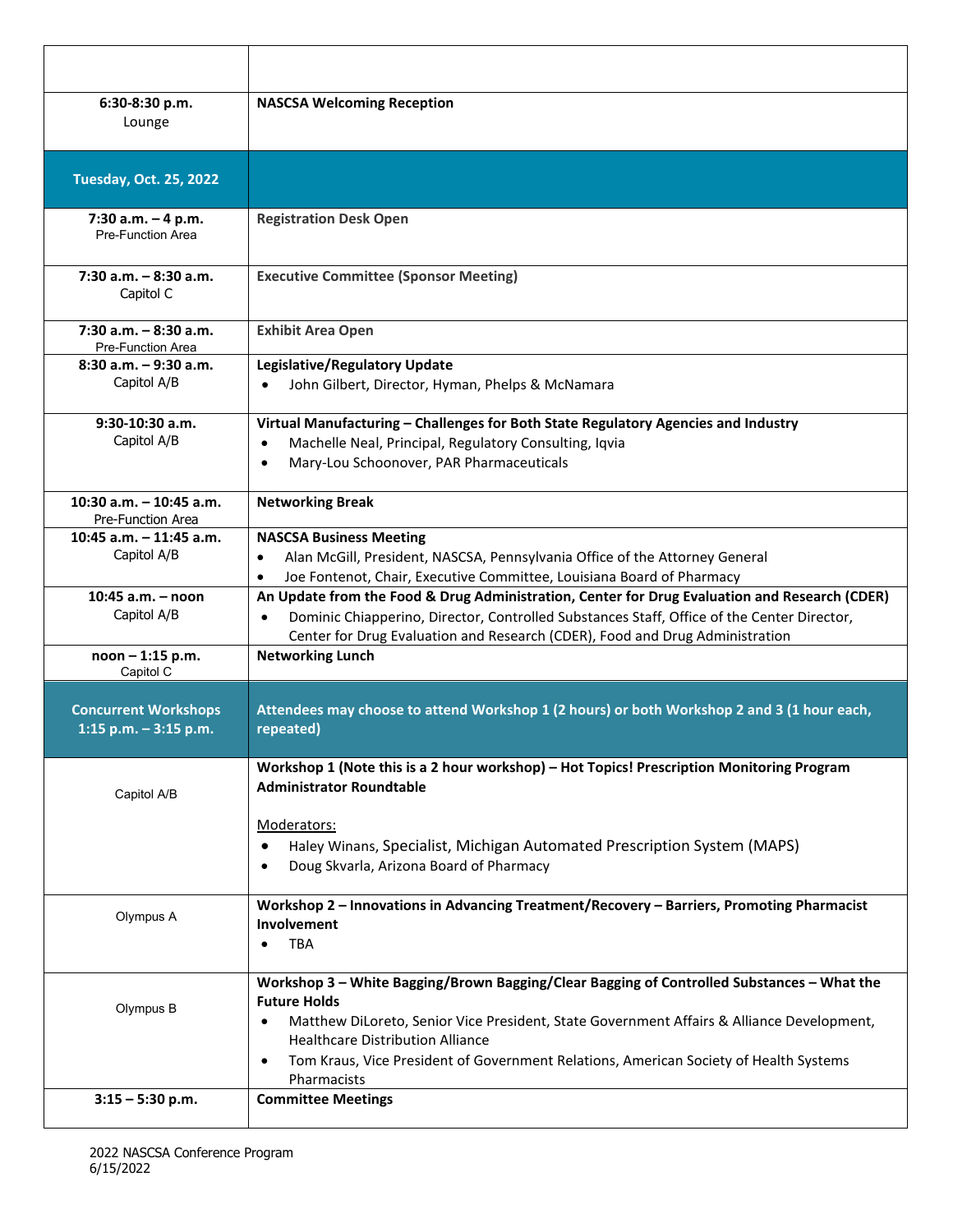| | |
|---|---|
| | |
| **6:30-8:30 p.m.**<br>Lounge | **NASCSA Welcoming Reception** |
| **Tuesday, Oct. 25, 2022** | |
| **7:30 a.m. – 4 p.m.**<br>Pre-Function Area | **Registration Desk Open** |
| **7:30 a.m. – 8:30 a.m.**<br>Capitol C | **Executive Committee (Sponsor Meeting)** |
| **7:30 a.m. – 8:30 a.m.**<br>Pre-Function Area | **Exhibit Area Open** |
| **8:30 a.m. – 9:30 a.m.**<br>Capitol A/B | **Legislative/Regulatory Update**<br>• John Gilbert, Director, Hyman, Phelps & McNamara |
| **9:30-10:30 a.m.**<br>Capitol A/B | **Virtual Manufacturing – Challenges for Both State Regulatory Agencies and Industry**<br>• Machelle Neal, Principal, Regulatory Consulting, Iqvia<br>• Mary-Lou Schoonover, PAR Pharmaceuticals |
| **10:30 a.m. – 10:45 a.m.**<br>Pre-Function Area | **Networking Break** |
| **10:45 a.m. – 11:45 a.m.**<br>Capitol A/B | **NASCSA Business Meeting**<br>• Alan McGill, President, NASCSA, Pennsylvania Office of the Attorney General<br>• Joe Fontenot, Chair, Executive Committee, Louisiana Board of Pharmacy |
| **10:45 a.m. – noon**<br>Capitol A/B | **An Update from the Food & Drug Administration, Center for Drug Evaluation and Research (CDER)**<br>• Dominic Chiapperino, Director, Controlled Substances Staff, Office of the Center Director, Center for Drug Evaluation and Research (CDER), Food and Drug Administration |
| **noon – 1:15 p.m.**<br>Capitol C | **Networking Lunch** |
| **Concurrent Workshops 1:15 p.m. – 3:15 p.m.** | **Attendees may choose to attend Workshop 1 (2 hours) or both Workshop 2 and 3 (1 hour each, repeated)** |
| Capitol A/B | **Workshop 1 (Note this is a 2 hour workshop) – Hot Topics! Prescription Monitoring Program Administrator Roundtable**<br><br>Moderators:<br>• Haley Winans, Specialist, Michigan Automated Prescription System (MAPS)<br>• Doug Skvarla, Arizona Board of Pharmacy |
| Olympus A | **Workshop 2 – Innovations in Advancing Treatment/Recovery – Barriers, Promoting Pharmacist Involvement**<br>• TBA |
| Olympus B | **Workshop 3 – White Bagging/Brown Bagging/Clear Bagging of Controlled Substances – What the Future Holds**<br>• Matthew DiLoreto, Senior Vice President, State Government Affairs & Alliance Development, Healthcare Distribution Alliance<br>• Tom Kraus, Vice President of Government Relations, American Society of Health Systems Pharmacists |
| **3:15 – 5:30 p.m.** | **Committee Meetings** |

2022 NASCSA Conference Program
6/15/2022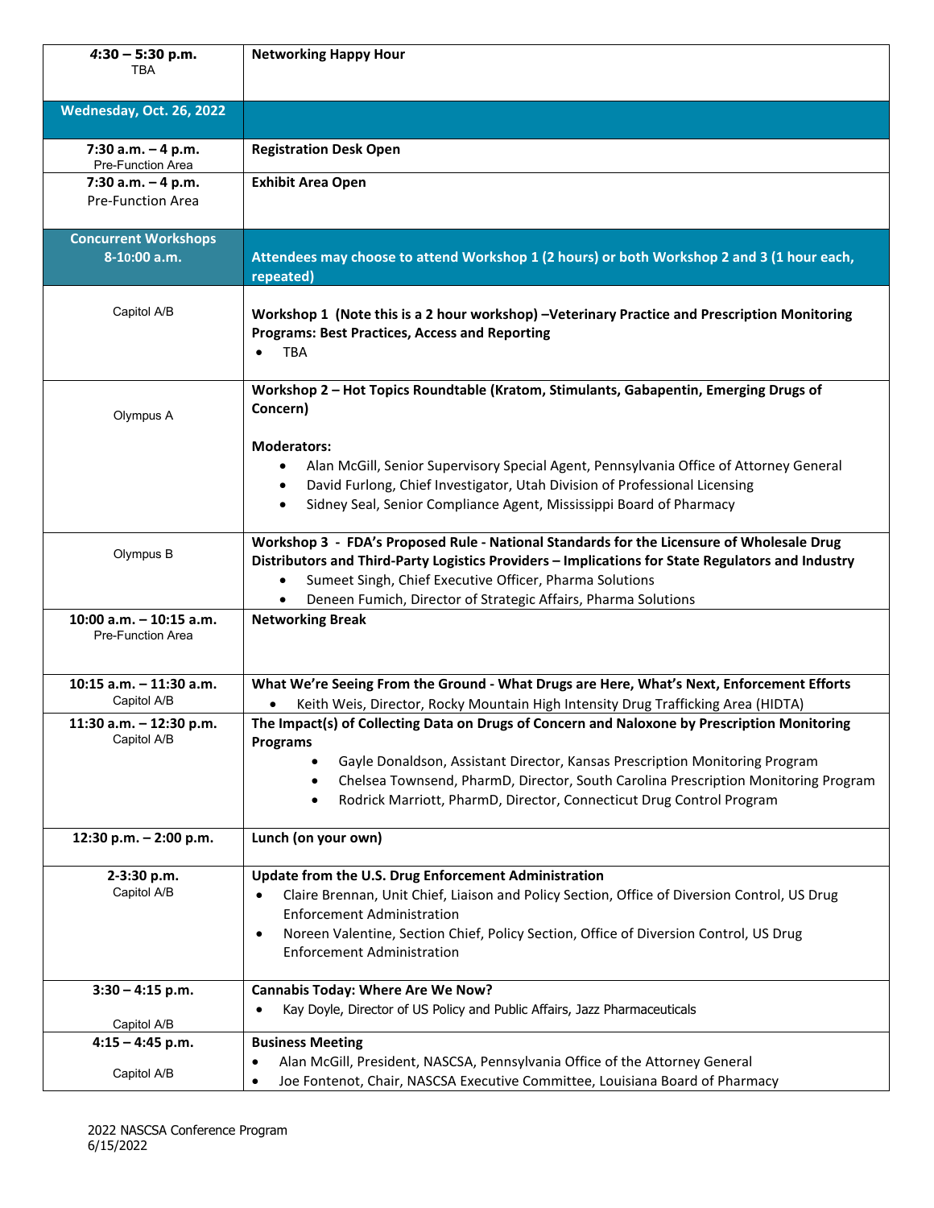| | |
|---|---|
| **4:30 – 5:30 p.m.**<br>TBA | **Networking Happy Hour** |
| **Wednesday, Oct. 26, 2022** | |
| **7:30 a.m. – 4 p.m.**<br>Pre-Function Area | **Registration Desk Open** |
| **7:30 a.m. – 4 p.m.**<br>Pre-Function Area | **Exhibit Area Open** |
| **Concurrent Workshops**<br>**8-10:00 a.m.** | **Attendees may choose to attend Workshop 1 (2 hours) or both Workshop 2 and 3 (1 hour each, repeated)** |
| Capitol A/B | **Workshop 1 (Note this is a 2 hour workshop) –Veterinary Practice and Prescription Monitoring Programs: Best Practices, Access and Reporting**<br>• TBA |
| Olympus A | **Workshop 2 – Hot Topics Roundtable (Kratom, Stimulants, Gabapentin, Emerging Drugs of Concern)**<br><br>**Moderators:**<br>• Alan McGill, Senior Supervisory Special Agent, Pennsylvania Office of Attorney General<br>• David Furlong, Chief Investigator, Utah Division of Professional Licensing<br>• Sidney Seal, Senior Compliance Agent, Mississippi Board of Pharmacy |
| Olympus B | **Workshop 3 - FDA's Proposed Rule - National Standards for the Licensure of Wholesale Drug Distributors and Third-Party Logistics Providers – Implications for State Regulators and Industry**<br>• Sumeet Singh, Chief Executive Officer, Pharma Solutions<br>• Deneen Fumich, Director of Strategic Affairs, Pharma Solutions |
| **10:00 a.m. – 10:15 a.m.**<br>Pre-Function Area | **Networking Break** |
| **10:15 a.m. – 11:30 a.m.**<br>Capitol A/B | **What We're Seeing From the Ground - What Drugs are Here, What's Next, Enforcement Efforts**<br>• Keith Weis, Director, Rocky Mountain High Intensity Drug Trafficking Area (HIDTA) |
| **11:30 a.m. – 12:30 p.m.**<br>Capitol A/B | **The Impact(s) of Collecting Data on Drugs of Concern and Naloxone by Prescription Monitoring Programs**<br>• Gayle Donaldson, Assistant Director, Kansas Prescription Monitoring Program<br>• Chelsea Townsend, PharmD, Director, South Carolina Prescription Monitoring Program<br>• Rodrick Marriott, PharmD, Director, Connecticut Drug Control Program |
| **12:30 p.m. – 2:00 p.m.** | **Lunch (on your own)** |
| **2-3:30 p.m.**<br>Capitol A/B | **Update from the U.S. Drug Enforcement Administration**<br>• Claire Brennan, Unit Chief, Liaison and Policy Section, Office of Diversion Control, US Drug Enforcement Administration<br>• Noreen Valentine, Section Chief, Policy Section, Office of Diversion Control, US Drug Enforcement Administration |
| **3:30 – 4:15 p.m.**<br>Capitol A/B | **Cannabis Today: Where Are We Now?**<br>• Kay Doyle, Director of US Policy and Public Affairs, Jazz Pharmaceuticals |
| **4:15 – 4:45 p.m.**<br>Capitol A/B | **Business Meeting**<br>• Alan McGill, President, NASCSA, Pennsylvania Office of the Attorney General<br>• Joe Fontenot, Chair, NASCSA Executive Committee, Louisiana Board of Pharmacy |

2022 NASCSA Conference Program
6/15/2022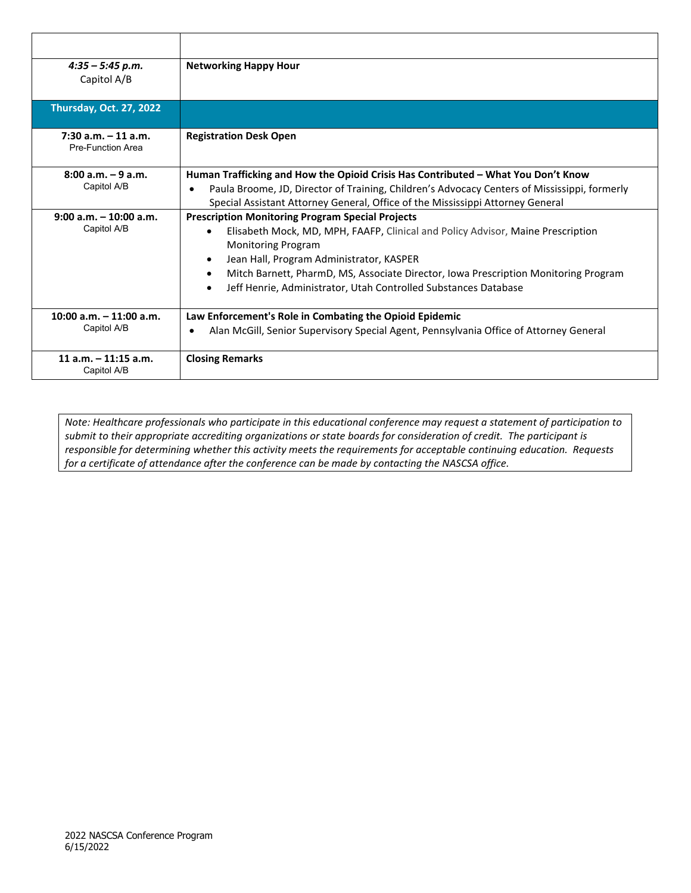| | |
|---|---|
| | |
| *4:35 – 5:45 p.m.* Capitol A/B | **Networking Happy Hour** |
| **Thursday, Oct. 27, 2022** | |
| **7:30 a.m. – 11 a.m.** Pre-Function Area | **Registration Desk Open** |
| **8:00 a.m. – 9 a.m.** Capitol A/B | **Human Trafficking and How the Opioid Crisis Has Contributed – What You Don't Know**<br>• Paula Broome, JD, Director of Training, Children's Advocacy Centers of Mississippi, formerly Special Assistant Attorney General, Office of the Mississippi Attorney General |
| **9:00 a.m. – 10:00 a.m.** Capitol A/B | **Prescription Monitoring Program Special Projects**<br>• Elisabeth Mock, MD, MPH, FAAFP, Clinical and Policy Advisor, Maine Prescription Monitoring Program<br>• Jean Hall, Program Administrator, KASPER<br>• Mitch Barnett, PharmD, MS, Associate Director, Iowa Prescription Monitoring Program<br>• Jeff Henrie, Administrator, Utah Controlled Substances Database |
| **10:00 a.m. – 11:00 a.m.** Capitol A/B | **Law Enforcement's Role in Combating the Opioid Epidemic**<br>• Alan McGill, Senior Supervisory Special Agent, Pennsylvania Office of Attorney General |
| **11 a.m. – 11:15 a.m.** Capitol A/B | **Closing Remarks** |

*Note: Healthcare professionals who participate in this educational conference may request a statement of participation to submit to their appropriate accrediting organizations or state boards for consideration of credit. The participant is responsible for determining whether this activity meets the requirements for acceptable continuing education. Requests for a certificate of attendance after the conference can be made by contacting the NASCSA office.*